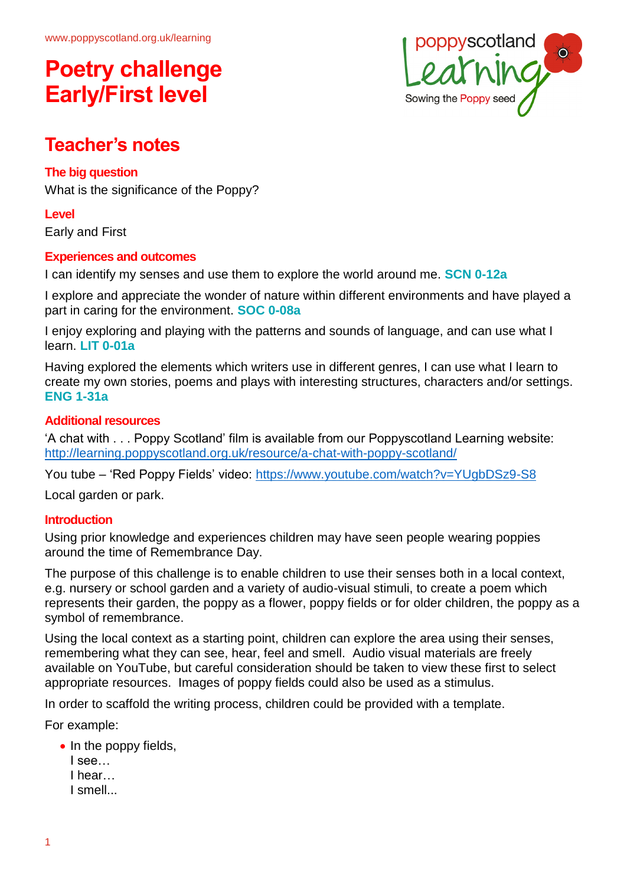www.poppyscotland.org.uk/learning

# Poetry challenge Early/First level

## Teacher's notes

### The big question

What is the significance of the Poppy?

### Level

Early and First

### Experiences and outcomes

I can identify my senses and use them to explore the world around me. **SCN 0-12a**

I explore and appreciate the wonder of nature within different environments and have played a part in caring for the environment. **SOC 0-08a**

I enjoy exploring and playing with the patterns and sounds of language, and can use what I learn. **LIT 0-01a**

Having explored the elements which writers use in different genres, I can use what I learn to create my own stories, poems and plays with interesting structures, characters and/or settings. **ENG 1-31a**

### Additional resources

'A chat with . . . Poppy Scotland' film is available from our Poppyscotland Learning website: http://learning.poppyscotland.org.uk/resource/a-chat-with-poppy-scotland/

You tube – 'Red Poppy Fields' video: https://www.youtube.com/watch?v=YUgbDSz9-S8

Local garden or park.

### Introduction

Using prior knowledge and experiences children may have seen people wearing poppies around the time of Remembrance Day.

The purpose of this challenge is to enable children to use their senses both in a local context, e.g. nursery or school garden and a variety of audio-visual stimuli, to create a poem which represents their garden, the poppy as a flower, poppy fields or for older children, the poppy as a symbol of remembrance.

Using the local context as a starting point, children can explore the area using their senses, remembering what they can see, hear, feel and smell. Audio visual materials are freely available on YouTube, but careful consideration should be taken to view these first to select appropriate resources. Images of poppy fields could also be used as a stimulus.

In order to scaffold the writing process, children could be provided with a template.

For example:

- In the poppy fields,  
  I see…  
  I hear…  
  I smell...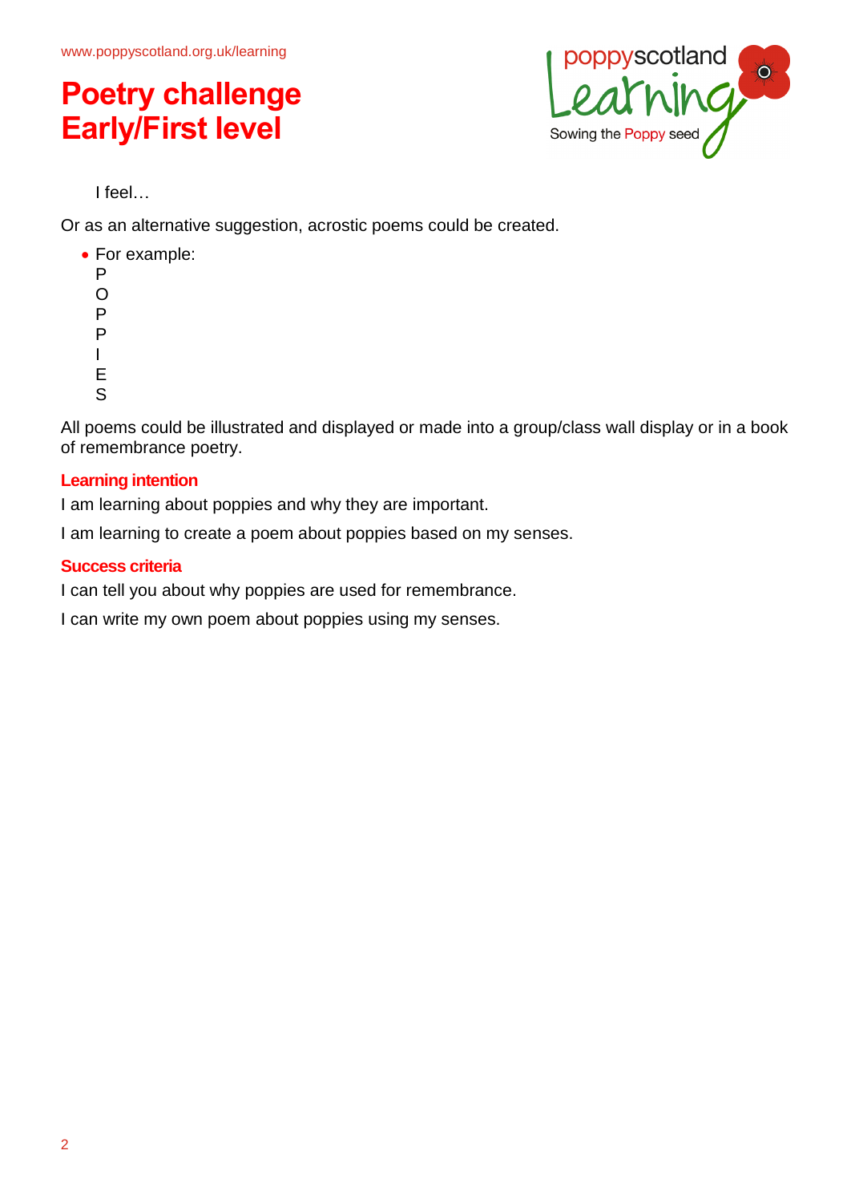# Poetry challenge Early/First level

I feel…

Or as an alternative suggestion, acrostic poems could be created.

- For example:
  P
  O
  P
  P
  I
  E
  S

All poems could be illustrated and displayed or made into a group/class wall display or in a book of remembrance poetry.

### Learning intention

I am learning about poppies and why they are important.

I am learning to create a poem about poppies based on my senses.

### Success criteria

I can tell you about why poppies are used for remembrance.

I can write my own poem about poppies using my senses.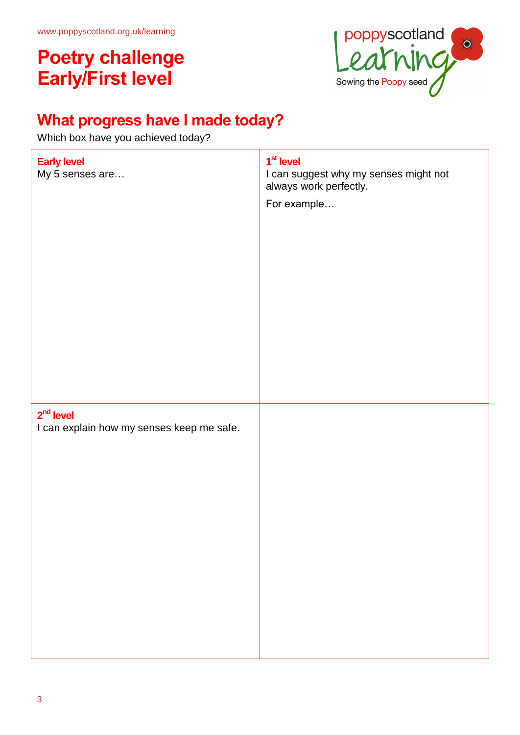www.poppyscotland.org.uk/learning

# Poetry challenge Early/First level

## What progress have I made today?

Which box have you achieved today?

| **Early level**<br>My 5 senses are… | **1st level**<br>I can suggest why my senses might not always work perfectly.<br>For example… |
|---|---|
| **2nd level**<br>I can explain how my senses keep me safe. | |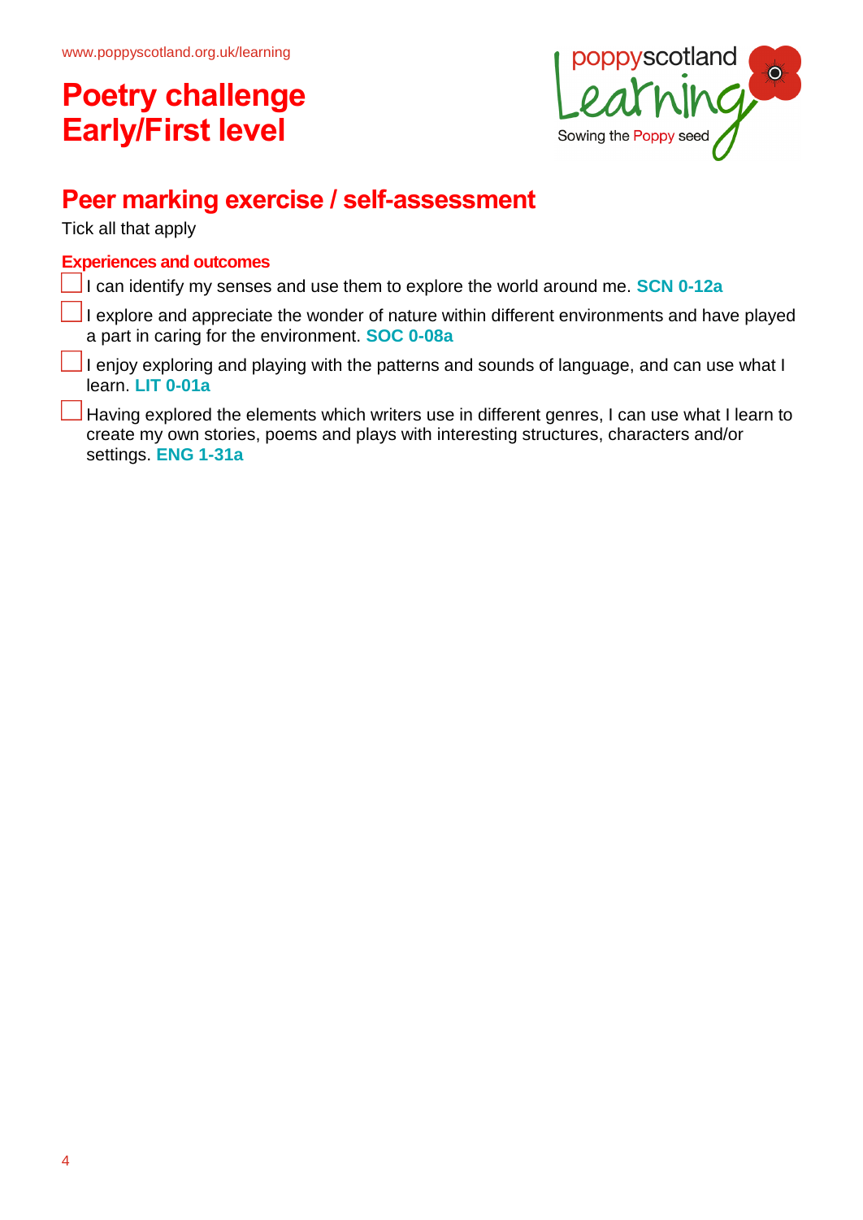www.poppyscotland.org.uk/learning

# Poetry challenge Early/First level

## Peer marking exercise / self-assessment

Tick all that apply

**Experiences and outcomes**

- ☐ I can identify my senses and use them to explore the world around me. **SCN 0-12a**
- ☐ I explore and appreciate the wonder of nature within different environments and have played a part in caring for the environment. **SOC 0-08a**
- ☐ I enjoy exploring and playing with the patterns and sounds of language, and can use what I learn. **LIT 0-01a**
- ☐ Having explored the elements which writers use in different genres, I can use what I learn to create my own stories, poems and plays with interesting structures, characters and/or settings. **ENG 1-31a**